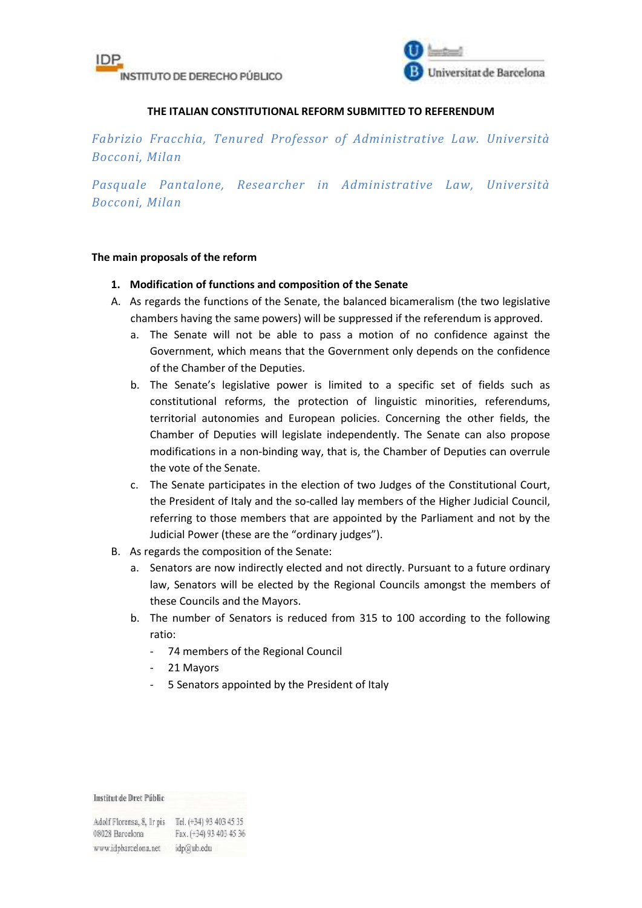# THE ITALIAN CONSTITUTIONAL REFORM SUBMITTED TO REFERENDUM

*Fabrizio Fracchia, Tenured Professor of Administrative Law. Università Bocconi, Milan*

*Pasquale Pantalone, Researcher in Administrative Law, Università Bocconi, Milan*

**The main proposals of the reform**

1. **Modification of functions and composition of the Senate**

A. As regards the functions of the Senate, the balanced bicameralism (the two legislative chambers having the same powers) will be suppressed if the referendum is approved.

   a. The Senate will not be able to pass a motion of no confidence against the Government, which means that the Government only depends on the confidence of the Chamber of the Deputies.

   b. The Senate's legislative power is limited to a specific set of fields such as constitutional reforms, the protection of linguistic minorities, referendums, territorial autonomies and European policies. Concerning the other fields, the Chamber of Deputies will legislate independently. The Senate can also propose modifications in a non-binding way, that is, the Chamber of Deputies can overrule the vote of the Senate.

   c. The Senate participates in the election of two Judges of the Constitutional Court, the President of Italy and the so-called lay members of the Higher Judicial Council, referring to those members that are appointed by the Parliament and not by the Judicial Power (these are the "ordinary judges").

B. As regards the composition of the Senate:

   a. Senators are now indirectly elected and not directly. Pursuant to a future ordinary law, Senators will be elected by the Regional Councils amongst the members of these Councils and the Mayors.

   b. The number of Senators is reduced from 315 to 100 according to the following ratio:

      - 74 members of the Regional Council
      - 21 Mayors
      - 5 Senators appointed by the President of Italy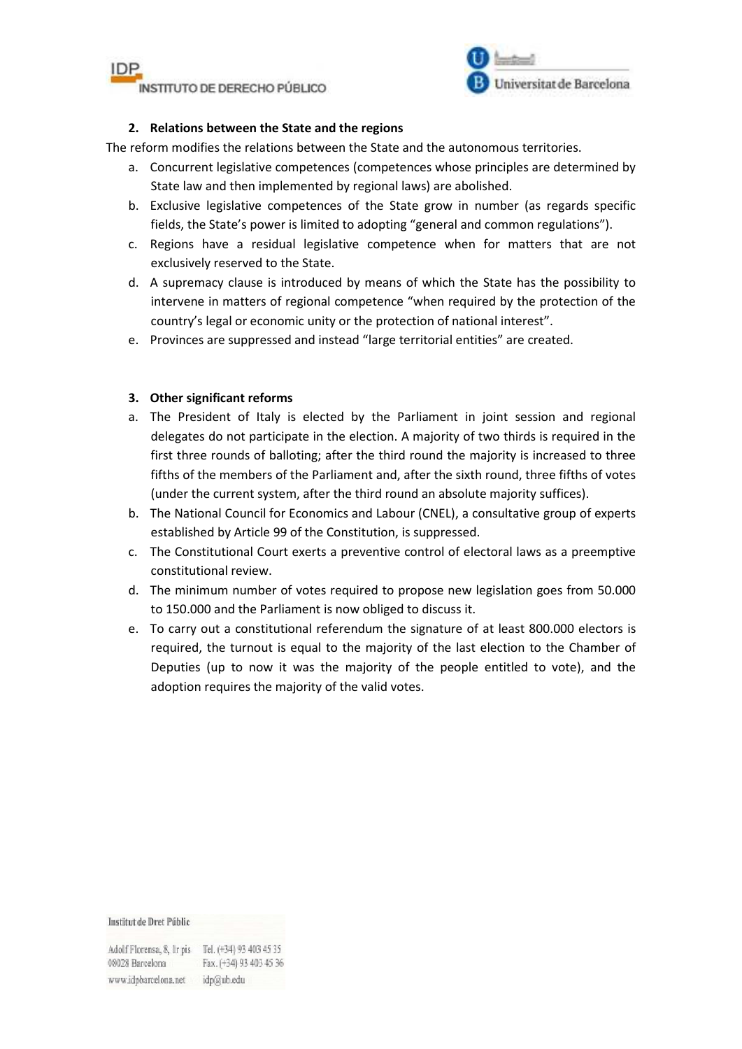## 2. Relations between the State and the regions

The reform modifies the relations between the State and the autonomous territories.

a. Concurrent legislative competences (competences whose principles are determined by State law and then implemented by regional laws) are abolished.
b. Exclusive legislative competences of the State grow in number (as regards specific fields, the State's power is limited to adopting "general and common regulations").
c. Regions have a residual legislative competence when for matters that are not exclusively reserved to the State.
d. A supremacy clause is introduced by means of which the State has the possibility to intervene in matters of regional competence "when required by the protection of the country's legal or economic unity or the protection of national interest".
e. Provinces are suppressed and instead "large territorial entities" are created.

## 3. Other significant reforms

a. The President of Italy is elected by the Parliament in joint session and regional delegates do not participate in the election. A majority of two thirds is required in the first three rounds of balloting; after the third round the majority is increased to three fifths of the members of the Parliament and, after the sixth round, three fifths of votes (under the current system, after the third round an absolute majority suffices).
b. The National Council for Economics and Labour (CNEL), a consultative group of experts established by Article 99 of the Constitution, is suppressed.
c. The Constitutional Court exerts a preventive control of electoral laws as a preemptive constitutional review.
d. The minimum number of votes required to propose new legislation goes from 50.000 to 150.000 and the Parliament is now obliged to discuss it.
e. To carry out a constitutional referendum the signature of at least 800.000 electors is required, the turnout is equal to the majority of the last election to the Chamber of Deputies (up to now it was the majority of the people entitled to vote), and the adoption requires the majority of the valid votes.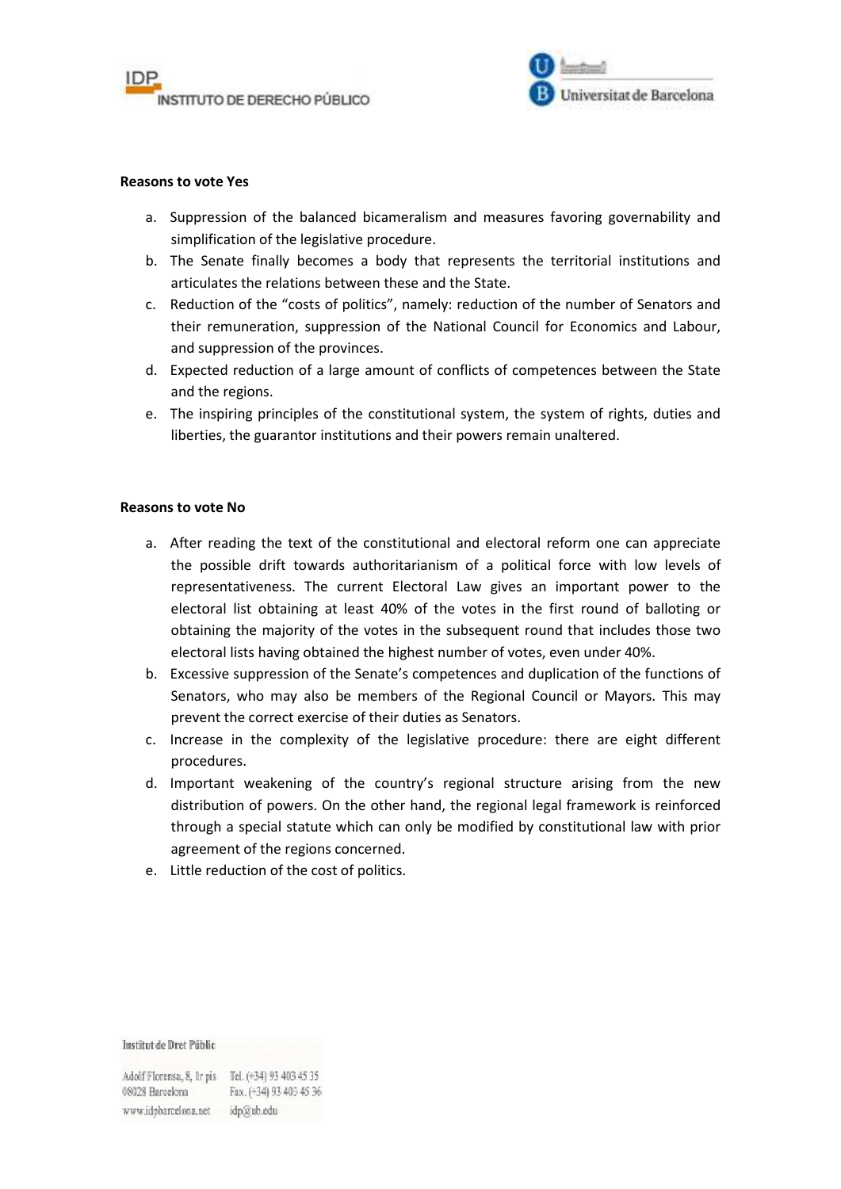**Reasons to vote Yes**

a. Suppression of the balanced bicameralism and measures favoring governability and simplification of the legislative procedure.
b. The Senate finally becomes a body that represents the territorial institutions and articulates the relations between these and the State.
c. Reduction of the "costs of politics", namely: reduction of the number of Senators and their remuneration, suppression of the National Council for Economics and Labour, and suppression of the provinces.
d. Expected reduction of a large amount of conflicts of competences between the State and the regions.
e. The inspiring principles of the constitutional system, the system of rights, duties and liberties, the guarantor institutions and their powers remain unaltered.

**Reasons to vote No**

a. After reading the text of the constitutional and electoral reform one can appreciate the possible drift towards authoritarianism of a political force with low levels of representativeness. The current Electoral Law gives an important power to the electoral list obtaining at least 40% of the votes in the first round of balloting or obtaining the majority of the votes in the subsequent round that includes those two electoral lists having obtained the highest number of votes, even under 40%.
b. Excessive suppression of the Senate's competences and duplication of the functions of Senators, who may also be members of the Regional Council or Mayors. This may prevent the correct exercise of their duties as Senators.
c. Increase in the complexity of the legislative procedure: there are eight different procedures.
d. Important weakening of the country's regional structure arising from the new distribution of powers. On the other hand, the regional legal framework is reinforced through a special statute which can only be modified by constitutional law with prior agreement of the regions concerned.
e. Little reduction of the cost of politics.